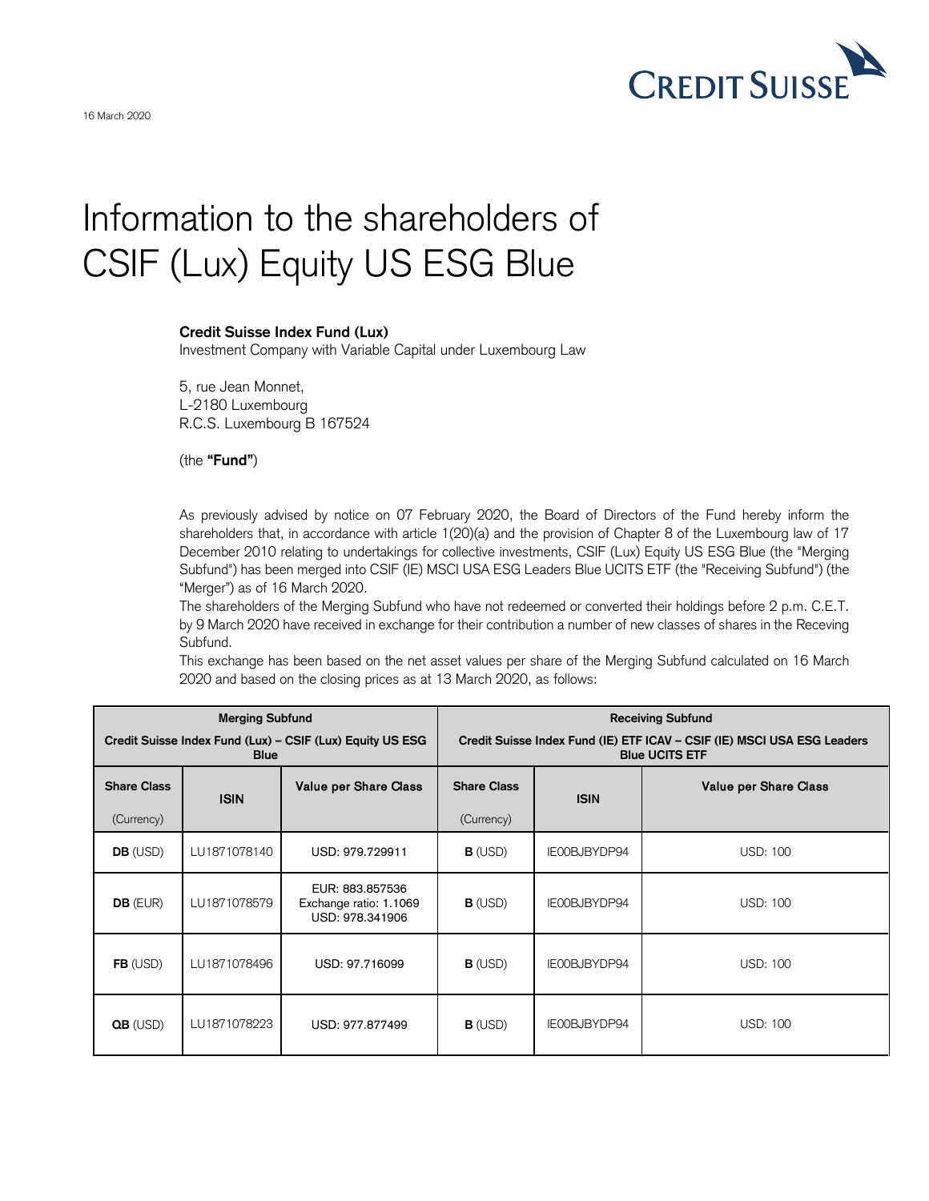16 March 2020

# Information to the shareholders of CSIF (Lux) Equity US ESG Blue

**Credit Suisse Index Fund (Lux)**
Investment Company with Variable Capital under Luxembourg Law

5, rue Jean Monnet,
L-2180 Luxembourg
R.C.S. Luxembourg B 167524

(the **"Fund"**)

As previously advised by notice on 07 February 2020, the Board of Directors of the Fund hereby inform the shareholders that, in accordance with article 1(20)(a) and the provision of Chapter 8 of the Luxembourg law of 17 December 2010 relating to undertakings for collective investments, CSIF (Lux) Equity US ESG Blue (the "Merging Subfund") has been merged into CSIF (IE) MSCI USA ESG Leaders Blue UCITS ETF (the "Receiving Subfund") (the "Merger") as of 16 March 2020.

The shareholders of the Merging Subfund who have not redeemed or converted their holdings before 2 p.m. C.E.T. by 9 March 2020 have received in exchange for their contribution a number of new classes of shares in the Receving Subfund.

This exchange has been based on the net asset values per share of the Merging Subfund calculated on 16 March 2020 and based on the closing prices as at 13 March 2020, as follows:

| **Merging Subfund** Credit Suisse Index Fund (Lux) – CSIF (Lux) Equity US ESG Blue | | | **Receiving Subfund** Credit Suisse Index Fund (IE) ETF ICAV – CSIF (IE) MSCI USA ESG Leaders Blue UCITS ETF | | |
|---|---|---|---|---|---|
| **Share Class** (Currency) | **ISIN** | **Value per Share Class** | **Share Class** (Currency) | **ISIN** | **Value per Share Class** |
| **DB** (USD) | LU1871078140 | USD: 979.729911 | **B** (USD) | IE00BJBYDP94 | USD: 100 |
| **DB** (EUR) | LU1871078579 | EUR: 883.857536 Exchange ratio: 1.1069 USD: 978.341906 | **B** (USD) | IE00BJBYDP94 | USD: 100 |
| **FB** (USD) | LU1871078496 | USD: 97.716099 | **B** (USD) | IE00BJBYDP94 | USD: 100 |
| **QB** (USD) | LU1871078223 | USD: 977.877499 | **B** (USD) | IE00BJBYDP94 | USD: 100 |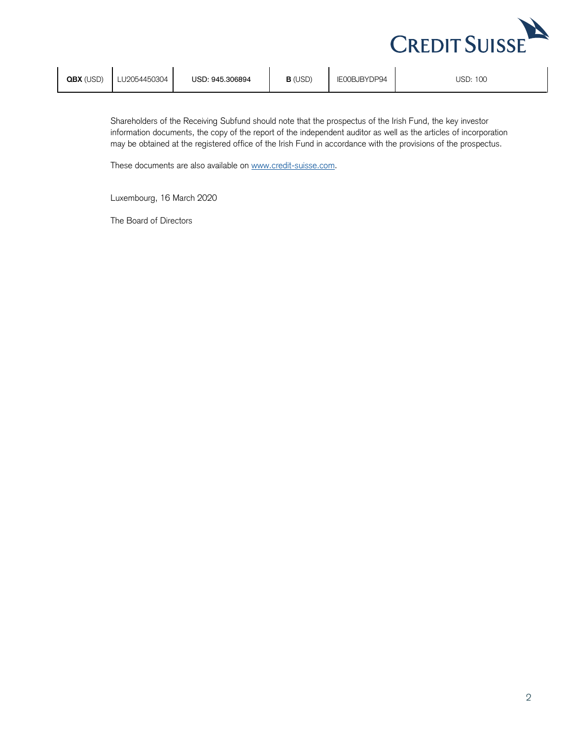| | | | | | |
|---|---|---|---|---|---|
| **QBX** (USD) | LU2054450304 | USD: 945.306894 | **B** (USD) | IE00BJBYDP94 | USD: 100 |

Shareholders of the Receiving Subfund should note that the prospectus of the Irish Fund, the key investor information documents, the copy of the report of the independent auditor as well as the articles of incorporation may be obtained at the registered office of the Irish Fund in accordance with the provisions of the prospectus.

These documents are also available on www.credit-suisse.com.

Luxembourg, 16 March 2020

The Board of Directors